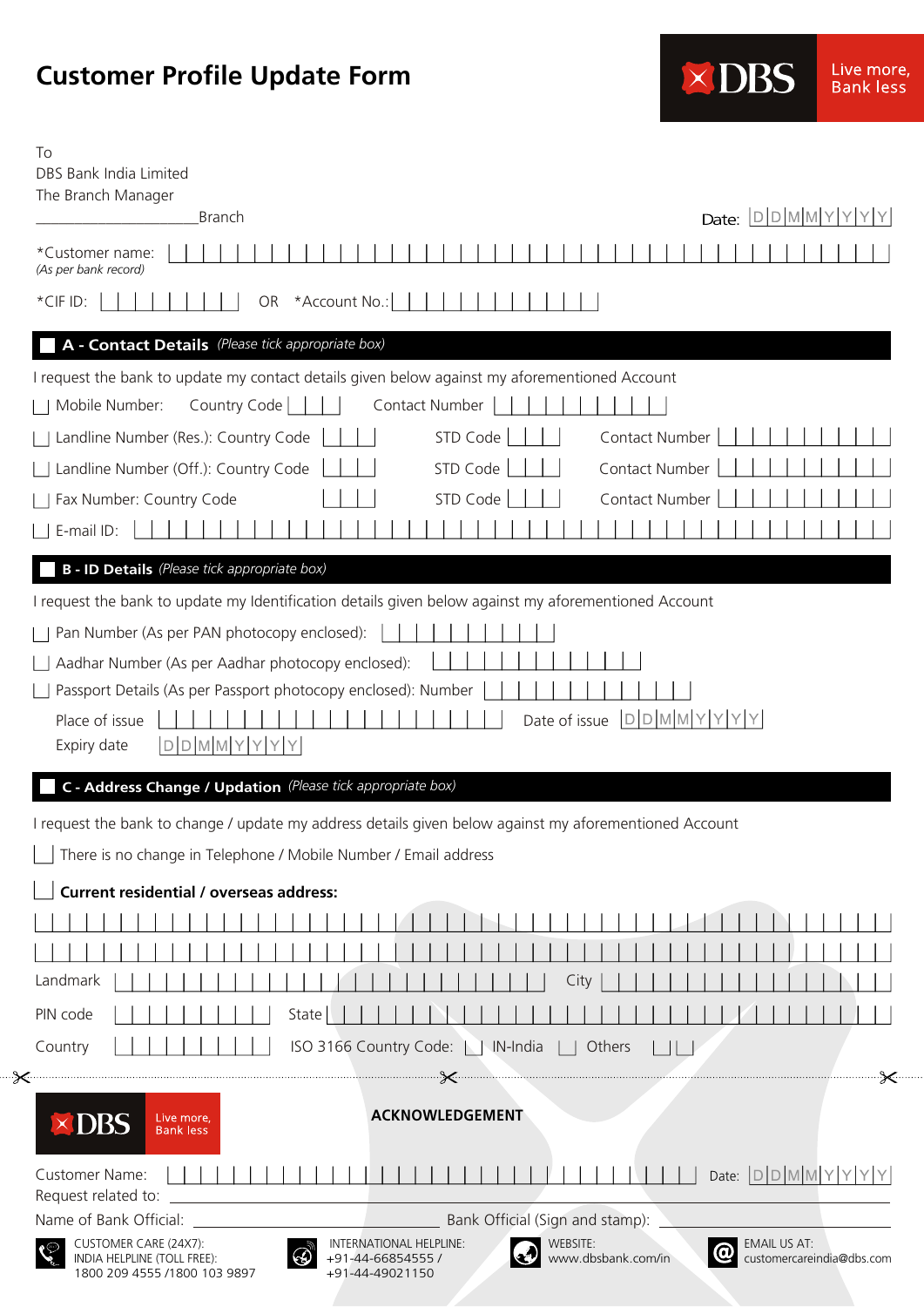# Customer Profile Update Form

DBS Live more, Bank less

To
DBS Bank India Limited
The Branch Manager
____________________Branch

Date: DDMMYYYY

*Customer name:
*(As per bank record)*

*CIF ID: OR *Account No.:

## A - Contact Details *(Please tick appropriate box)*

I request the bank to update my contact details given below against my aforementioned Account

- ☐ Mobile Number: Country Code Contact Number
- ☐ Landline Number (Res.): Country Code STD Code Contact Number
- ☐ Landline Number (Off.): Country Code STD Code Contact Number
- ☐ Fax Number: Country Code STD Code Contact Number
- ☐ E-mail ID:

## B - ID Details *(Please tick appropriate box)*

I request the bank to update my Identification details given below against my aforementioned Account

- ☐ Pan Number (As per PAN photocopy enclosed):
- ☐ Aadhar Number (As per Aadhar photocopy enclosed):
- ☐ Passport Details (As per Passport photocopy enclosed): Number

Place of issue Date of issue DDMMYYYY

Expiry date DDMMYYYY

## C - Address Change / Updation *(Please tick appropriate box)*

I request the bank to change / update my address details given below against my aforementioned Account

- ☐ There is no change in Telephone / Mobile Number / Email address
- ☐ **Current residential / overseas address:**

Landmark City

PIN code State

Country ISO 3166 Country Code: ☐ IN-India ☐ Others

---

DBS Live more, Bank less

**ACKNOWLEDGEMENT**

Customer Name: Date: DDMMYYYY

Request related to:

Name of Bank Official: Bank Official (Sign and stamp):

CUSTOMER CARE (24X7):
INDIA HELPLINE (TOLL FREE):
1800 209 4555 /1800 103 9897

INTERNATIONAL HELPLINE:
+91-44-66854555 /
+91-44-49021150

WEBSITE:
www.dbsbank.com/in

EMAIL US AT:
customercareindia@dbs.com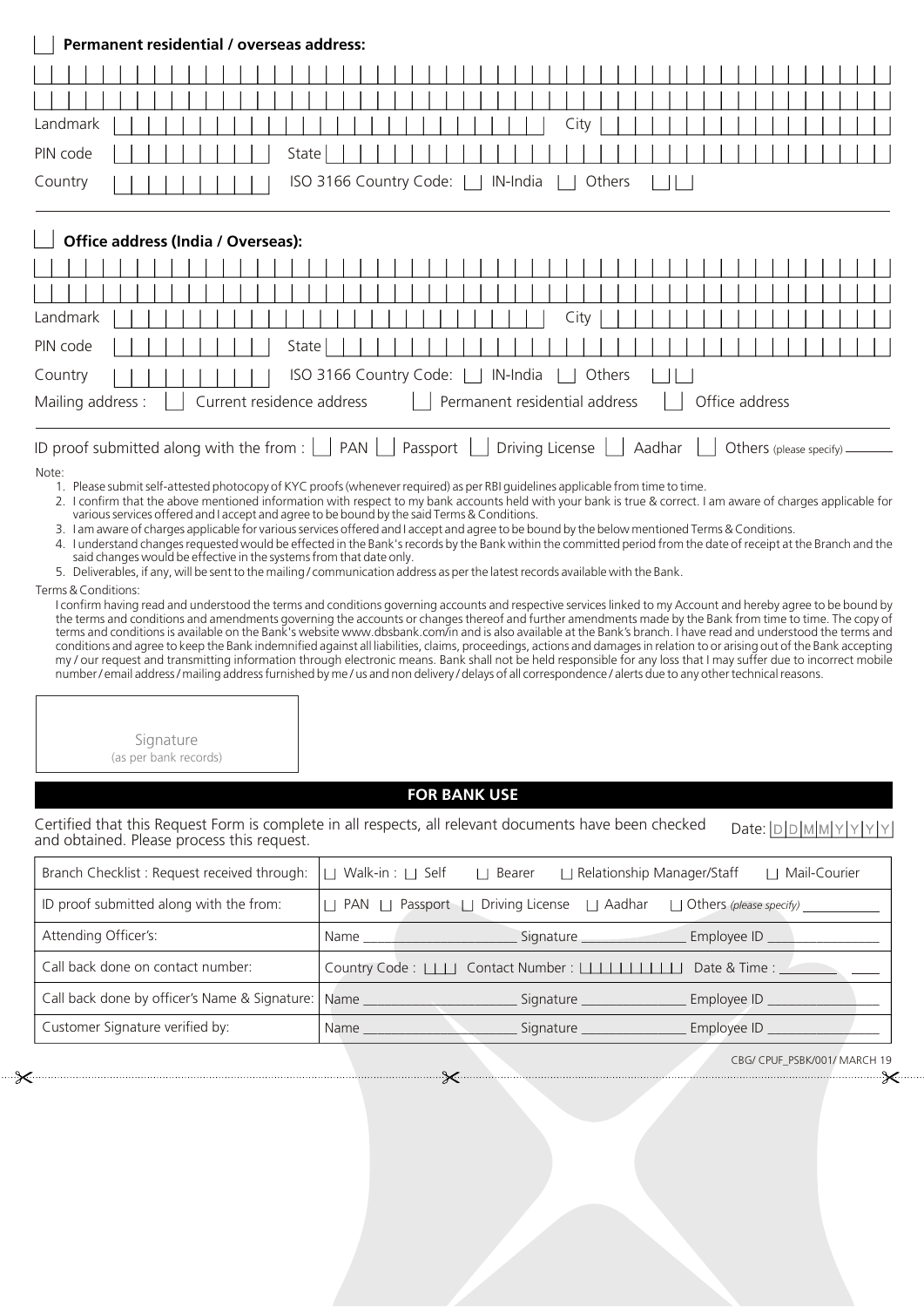☐ **Permanent residential / overseas address:**

Landmark ______________________ City ______________________

PIN code __________ State ______________________

Country __________ ISO 3166 Country Code: ☐ IN-India ☐ Others ☐☐

☐ **Office address (India / Overseas):**

Landmark ______________________ City ______________________

PIN code __________ State ______________________

Country __________ ISO 3166 Country Code: ☐ IN-India ☐ Others ☐☐

Mailing address : ☐ Current residence address ☐ Permanent residential address ☐ Office address

ID proof submitted along with the from : ☐ PAN ☐ Passport ☐ Driving License ☐ Aadhar ☐ Others (please specify) ________

Note:

1. Please submit self-attested photocopy of KYC proofs (whenever required) as per RBI guidelines applicable from time to time.
2. I confirm that the above mentioned information with respect to my bank accounts held with your bank is true & correct. I am aware of charges applicable for various services offered and I accept and agree to be bound by the said Terms & Conditions.
3. I am aware of charges applicable for various services offered and I accept and agree to be bound by the below mentioned Terms & Conditions.
4. I understand changes requested would be effected in the Bank's records by the Bank within the committed period from the date of receipt at the Branch and the said changes would be effective in the systems from that date only.
5. Deliverables, if any, will be sent to the mailing / communication address as per the latest records available with the Bank.

Terms & Conditions:

I confirm having read and understood the terms and conditions governing accounts and respective services linked to my Account and hereby agree to be bound by the terms and conditions and amendments governing the accounts or changes thereof and further amendments made by the Bank from time to time. The copy of terms and conditions is available on the Bank's website www.dbsbank.com/in and is also available at the Bank's branch. I have read and understood the terms and conditions and agree to keep the Bank indemnified against all liabilities, claims, proceedings, actions and damages in relation to or arising out of the Bank accepting my / our request and transmitting information through electronic means. Bank shall not be held responsible for any loss that I may suffer due to incorrect mobile number / email address / mailing address furnished by me / us and non delivery / delays of all correspondence / alerts due to any other technical reasons.

Signature
(as per bank records)

## FOR BANK USE

Certified that this Request Form is complete in all respects, all relevant documents have been checked and obtained. Please process this request.

Date: D D M M Y Y Y Y

| | |
|---|---|
| Branch Checklist : Request received through: | ☐ Walk-in : ☐ Self ☐ Bearer ☐ Relationship Manager/Staff ☐ Mail-Courier |
| ID proof submitted along with the from: | ☐ PAN ☐ Passport ☐ Driving License ☐ Aadhar ☐ Others *(please specify)* ________ |
| Attending Officer's: | Name ________ Signature ________ Employee ID ________ |
| Call back done on contact number: | Country Code : ☐☐☐ Contact Number : ☐☐☐☐☐☐☐☐☐☐ Date & Time : ________ |
| Call back done by officer's Name & Signature: | Name ________ Signature ________ Employee ID ________ |
| Customer Signature verified by: | Name ________ Signature ________ Employee ID ________ |

CBG/ CPUF_PSBK/001/ MARCH 19